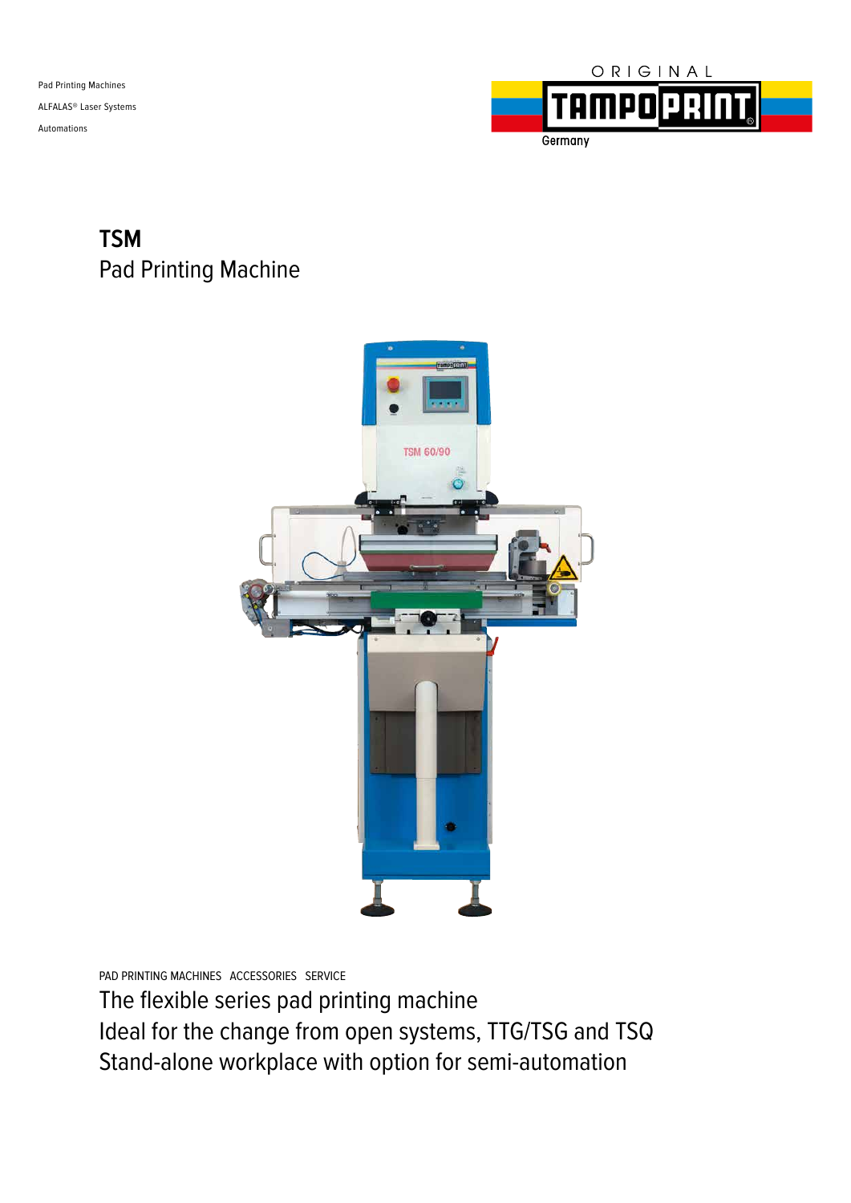Pad Printing Machines

ALFALAS® Laser Systems

Automations

ORIGINAL TAMPOPRINT Germany

# TSM
## Pad Printing Machine

PAD PRINTING MACHINES ACCESSORIES SERVICE

The flexible series pad printing machine

Ideal for the change from open systems, TTG/TSG and TSQ

Stand-alone workplace with option for semi-automation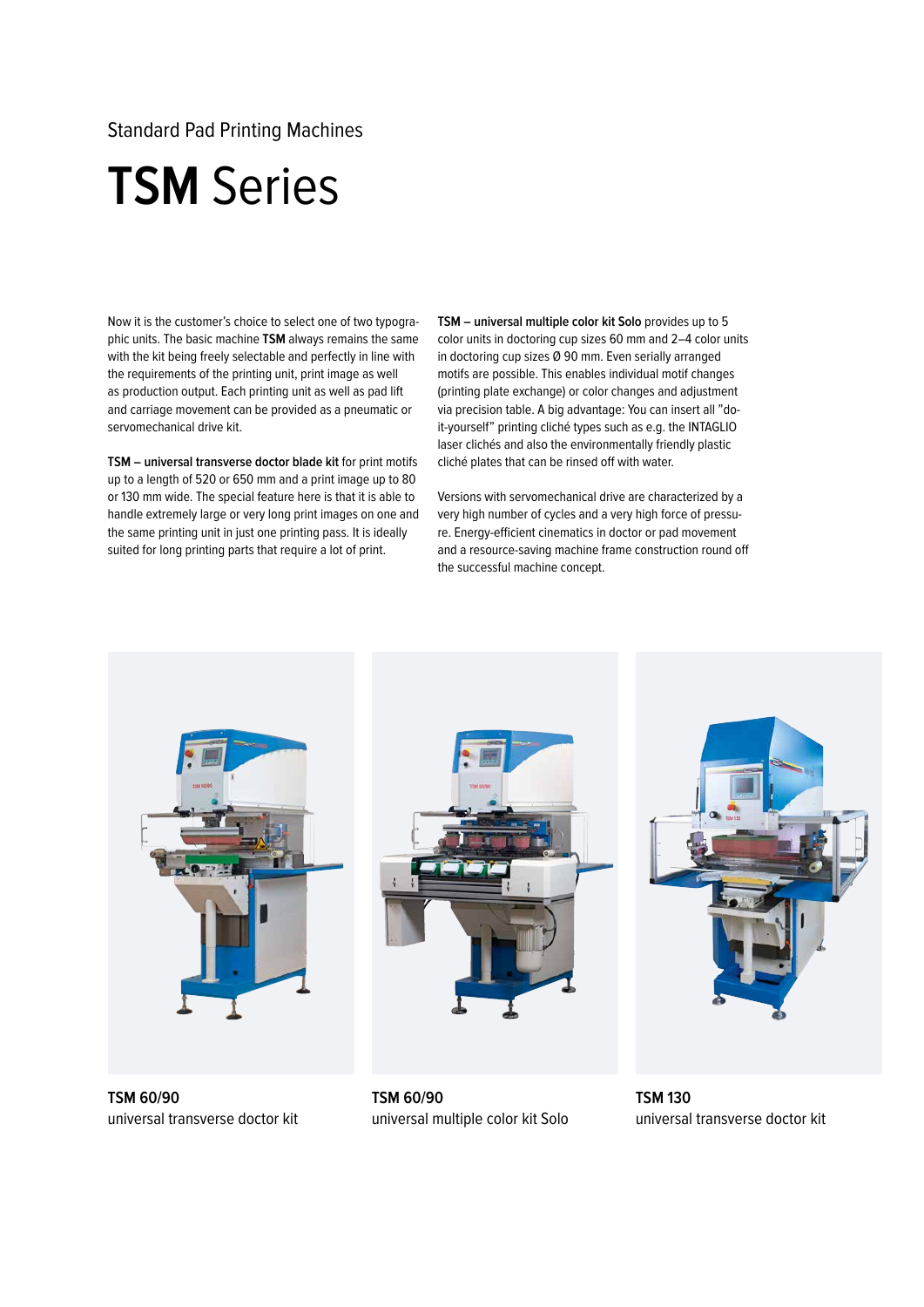Standard Pad Printing Machines

# **TSM** Series

Now it is the customer's choice to select one of two typographic units. The basic machine **TSM** always remains the same with the kit being freely selectable and perfectly in line with the requirements of the printing unit, print image as well as production output. Each printing unit as well as pad lift and carriage movement can be provided as a pneumatic or servomechanical drive kit.

**TSM – universal transverse doctor blade kit** for print motifs up to a length of 520 or 650 mm and a print image up to 80 or 130 mm wide. The special feature here is that it is able to handle extremely large or very long print images on one and the same printing unit in just one printing pass. It is ideally suited for long printing parts that require a lot of print.

**TSM – universal multiple color kit Solo** provides up to 5 color units in doctoring cup sizes 60 mm and 2–4 color units in doctoring cup sizes Ø 90 mm. Even serially arranged motifs are possible. This enables individual motif changes (printing plate exchange) or color changes and adjustment via precision table. A big advantage: You can insert all "do-it-yourself" printing cliché types such as e.g. the INTAGLIO laser clichés and also the environmentally friendly plastic cliché plates that can be rinsed off with water.

Versions with servomechanical drive are characterized by a very high number of cycles and a very high force of pressure. Energy-efficient cinematics in doctor or pad movement and a resource-saving machine frame construction round off the successful machine concept.

**TSM 60/90**
universal transverse doctor kit

**TSM 60/90**
universal multiple color kit Solo

**TSM 130**
universal transverse doctor kit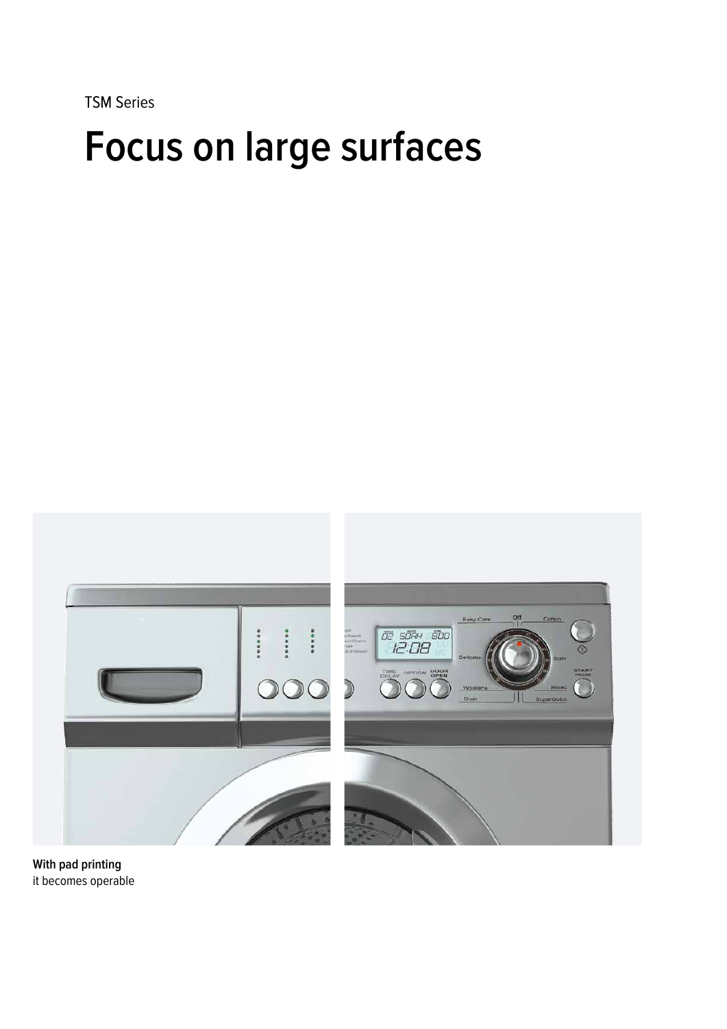TSM Series

# Focus on large surfaces

**With pad printing**
it becomes operable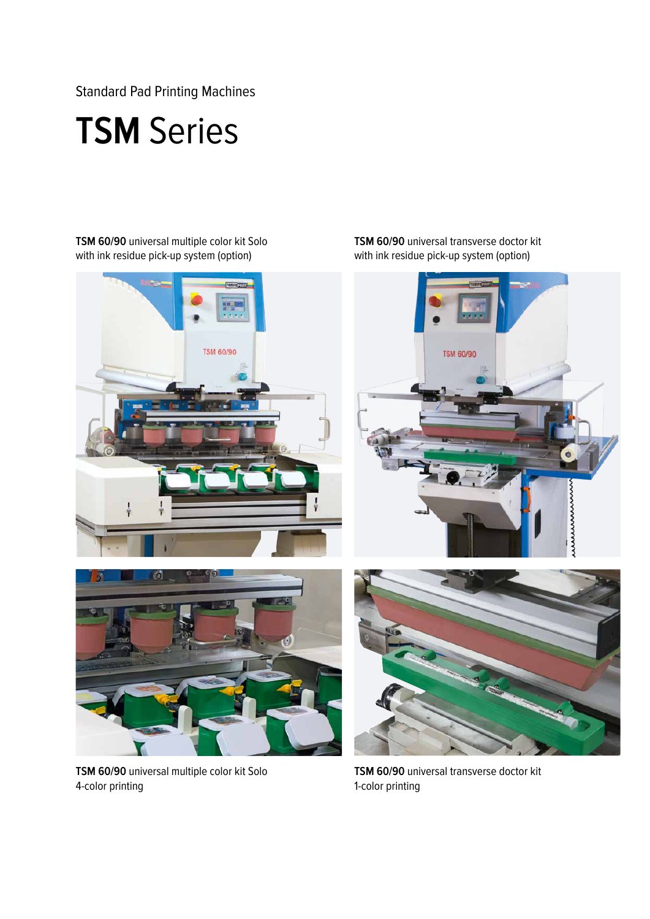Standard Pad Printing Machines

# **TSM** Series

**TSM 60/90** universal multiple color kit Solo with ink residue pick-up system (option)

**TSM 60/90** universal transverse doctor kit with ink residue pick-up system (option)

**TSM 60/90** universal multiple color kit Solo 4-color printing

**TSM 60/90** universal transverse doctor kit 1-color printing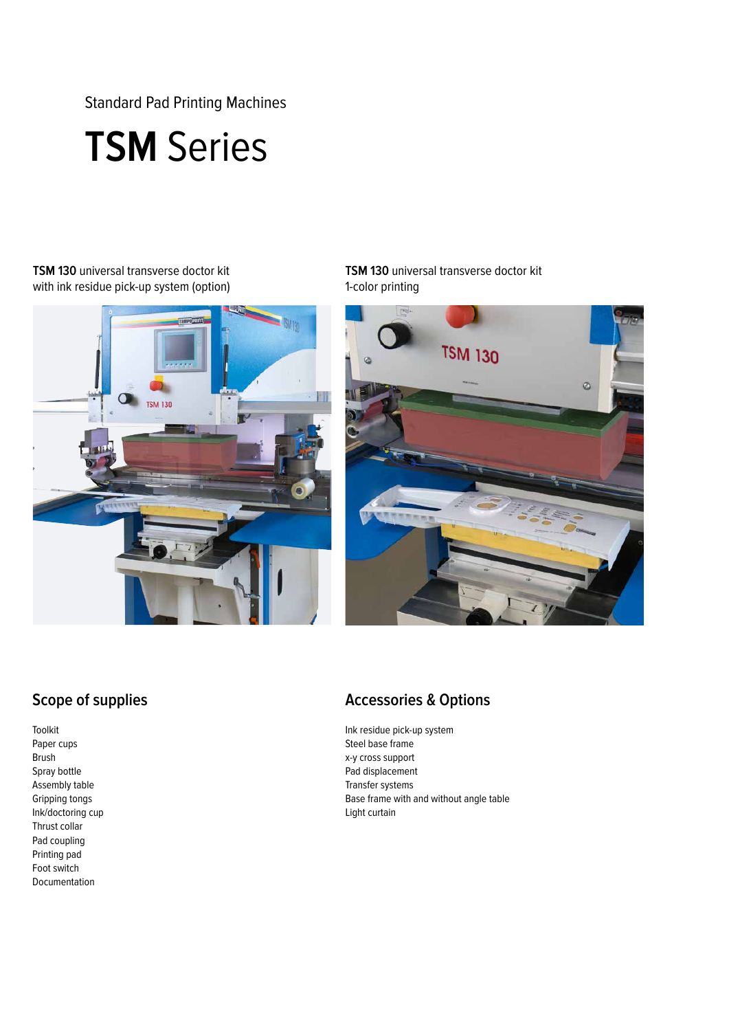Standard Pad Printing Machines

# **TSM** Series

**TSM 130** universal transverse doctor kit with ink residue pick-up system (option)

**TSM 130** universal transverse doctor kit 1-color printing

## Scope of supplies

Toolkit
Paper cups
Brush
Spray bottle
Assembly table
Gripping tongs
Ink/doctoring cup
Thrust collar
Pad coupling
Printing pad
Foot switch
Documentation

## Accessories & Options

Ink residue pick-up system
Steel base frame
x-y cross support
Pad displacement
Transfer systems
Base frame with and without angle table
Light curtain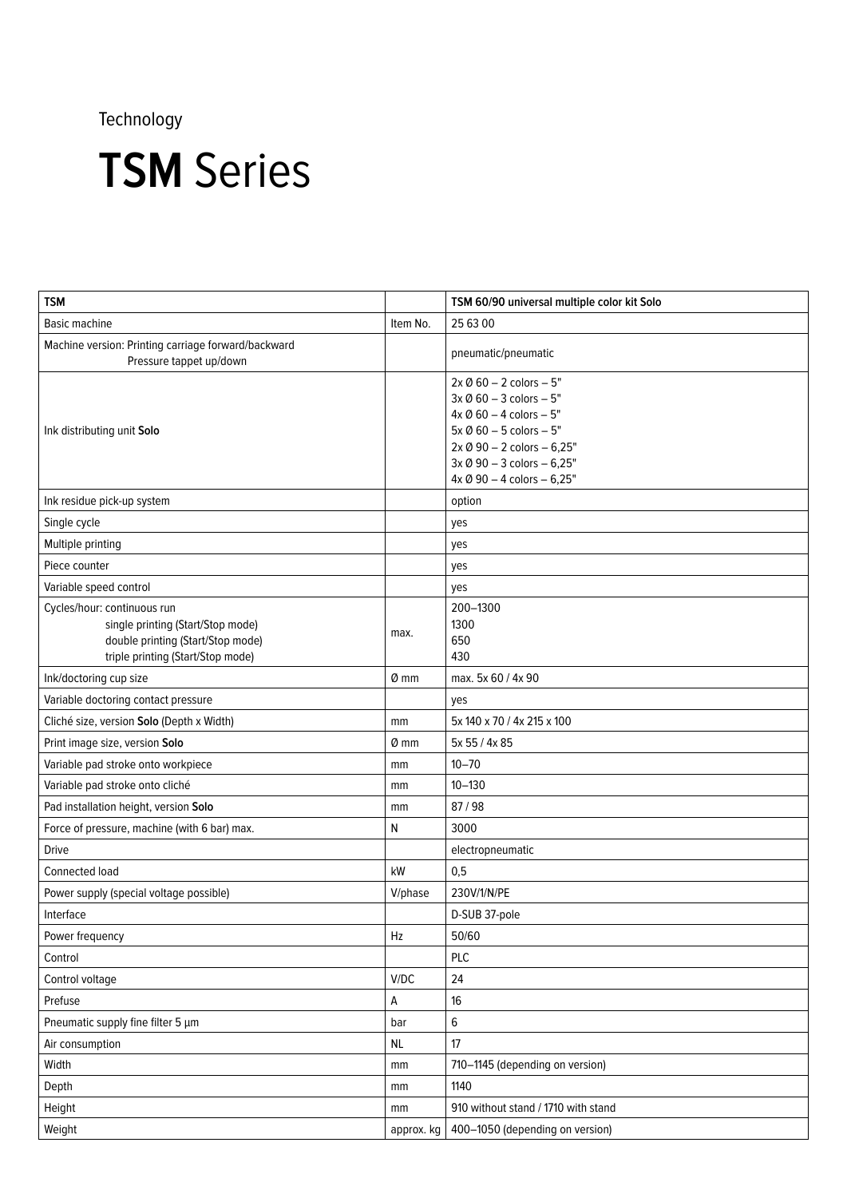Technology

# **TSM** Series

| TSM | | TSM 60/90 universal multiple color kit Solo |
|---|---|---|
| Basic machine | Item No. | 25 63 00 |
| Machine version: Printing carriage forward/backward<br>Pressure tappet up/down | | pneumatic/pneumatic |
| Ink distributing unit **Solo** | | 2x Ø 60 – 2 colors – 5"<br>3x Ø 60 – 3 colors – 5"<br>4x Ø 60 – 4 colors – 5"<br>5x Ø 60 – 5 colors – 5"<br>2x Ø 90 – 2 colors – 6,25"<br>3x Ø 90 – 3 colors – 6,25"<br>4x Ø 90 – 4 colors – 6,25" |
| Ink residue pick-up system | | option |
| Single cycle | | yes |
| Multiple printing | | yes |
| Piece counter | | yes |
| Variable speed control | | yes |
| Cycles/hour: continuous run<br>single printing (Start/Stop mode)<br>double printing (Start/Stop mode)<br>triple printing (Start/Stop mode) | max. | 200–1300<br>1300<br>650<br>430 |
| Ink/doctoring cup size | Ø mm | max. 5x 60 / 4x 90 |
| Variable doctoring contact pressure | | yes |
| Cliché size, version **Solo** (Depth x Width) | mm | 5x 140 x 70 / 4x 215 x 100 |
| Print image size, version **Solo** | Ø mm | 5x 55 / 4x 85 |
| Variable pad stroke onto workpiece | mm | 10–70 |
| Variable pad stroke onto cliché | mm | 10–130 |
| Pad installation height, version **Solo** | mm | 87 / 98 |
| Force of pressure, machine (with 6 bar) max. | N | 3000 |
| Drive | | electropneumatic |
| Connected load | kW | 0,5 |
| Power supply (special voltage possible) | V/phase | 230V/1/N/PE |
| Interface | | D-SUB 37-pole |
| Power frequency | Hz | 50/60 |
| Control | | PLC |
| Control voltage | V/DC | 24 |
| Prefuse | A | 16 |
| Pneumatic supply fine filter 5 µm | bar | 6 |
| Air consumption | NL | 17 |
| Width | mm | 710–1145 (depending on version) |
| Depth | mm | 1140 |
| Height | mm | 910 without stand / 1710 with stand |
| Weight | approx. kg | 400–1050 (depending on version) |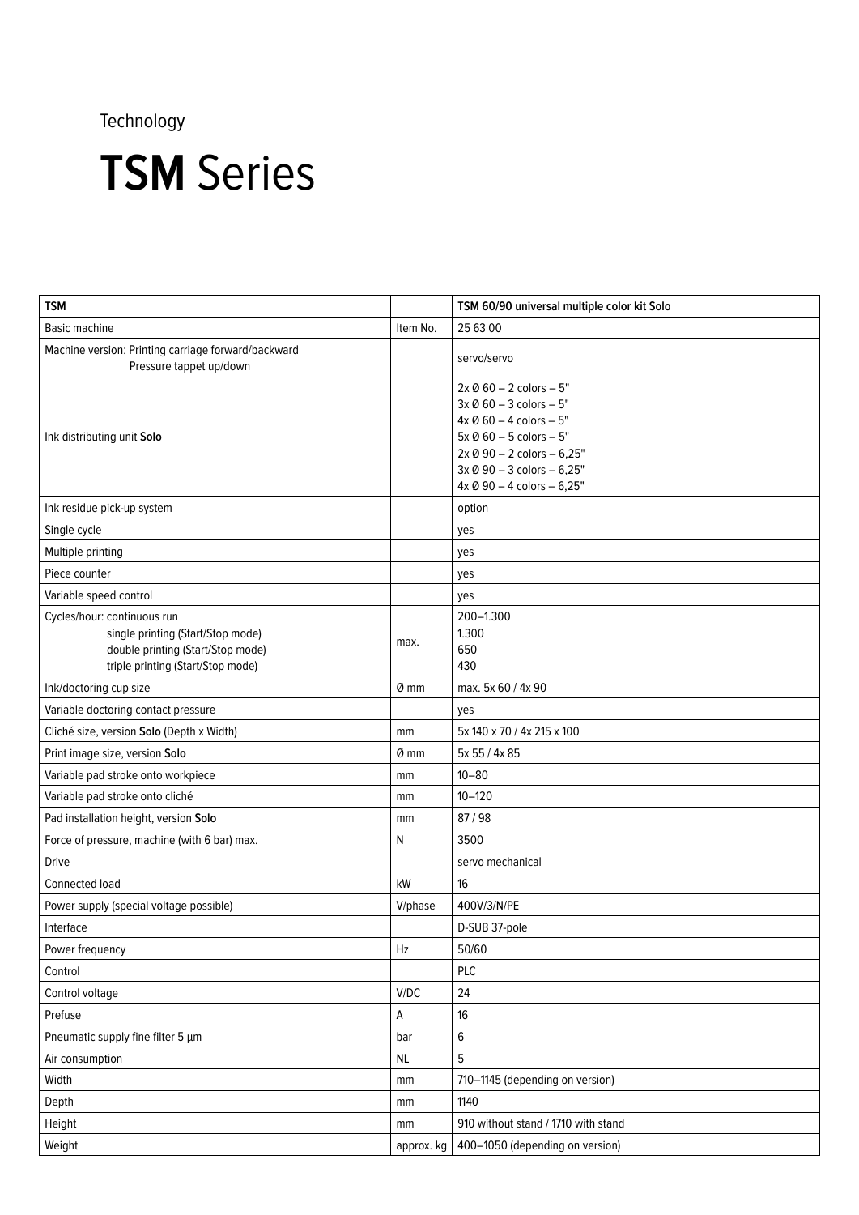Technology

# **TSM** Series

| TSM | | TSM 60/90 universal multiple color kit Solo |
|---|---|---|
| Basic machine | Item No. | 25 63 00 |
| Machine version: Printing carriage forward/backward<br>Pressure tappet up/down | | servo/servo |
| Ink distributing unit **Solo** | | 2x Ø 60 – 2 colors – 5"<br>3x Ø 60 – 3 colors – 5"<br>4x Ø 60 – 4 colors – 5"<br>5x Ø 60 – 5 colors – 5"<br>2x Ø 90 – 2 colors – 6,25"<br>3x Ø 90 – 3 colors – 6,25"<br>4x Ø 90 – 4 colors – 6,25" |
| Ink residue pick-up system | | option |
| Single cycle | | yes |
| Multiple printing | | yes |
| Piece counter | | yes |
| Variable speed control | | yes |
| Cycles/hour: continuous run<br>single printing (Start/Stop mode)<br>double printing (Start/Stop mode)<br>triple printing (Start/Stop mode) | max. | 200–1.300<br>1.300<br>650<br>430 |
| Ink/doctoring cup size | Ø mm | max. 5x 60 / 4x 90 |
| Variable doctoring contact pressure | | yes |
| Cliché size, version **Solo** (Depth x Width) | mm | 5x 140 x 70 / 4x 215 x 100 |
| Print image size, version **Solo** | Ø mm | 5x 55 / 4x 85 |
| Variable pad stroke onto workpiece | mm | 10–80 |
| Variable pad stroke onto cliché | mm | 10–120 |
| Pad installation height, version **Solo** | mm | 87 / 98 |
| Force of pressure, machine (with 6 bar) max. | N | 3500 |
| Drive | | servo mechanical |
| Connected load | kW | 16 |
| Power supply (special voltage possible) | V/phase | 400V/3/N/PE |
| Interface | | D-SUB 37-pole |
| Power frequency | Hz | 50/60 |
| Control | | PLC |
| Control voltage | V/DC | 24 |
| Prefuse | A | 16 |
| Pneumatic supply fine filter 5 µm | bar | 6 |
| Air consumption | NL | 5 |
| Width | mm | 710–1145 (depending on version) |
| Depth | mm | 1140 |
| Height | mm | 910 without stand / 1710 with stand |
| Weight | approx. kg | 400–1050 (depending on version) |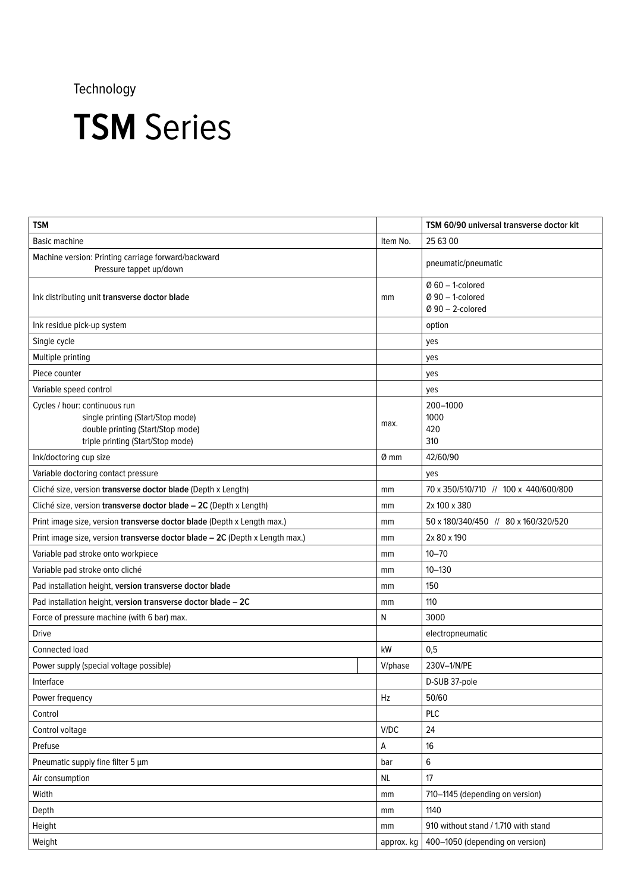Technology

# **TSM** Series

| TSM | | TSM 60/90 universal transverse doctor kit |
|---|---|---|
| Basic machine | Item No. | 25 63 00 |
| Machine version: Printing carriage forward/backward<br>Pressure tappet up/down | | pneumatic/pneumatic |
| Ink distributing unit **transverse doctor blade** | mm | Ø 60 – 1-colored<br>Ø 90 – 1-colored<br>Ø 90 – 2-colored |
| Ink residue pick-up system | | option |
| Single cycle | | yes |
| Multiple printing | | yes |
| Piece counter | | yes |
| Variable speed control | | yes |
| Cycles / hour: continuous run<br>single printing (Start/Stop mode)<br>double printing (Start/Stop mode)<br>triple printing (Start/Stop mode) | max. | 200–1000<br>1000<br>420<br>310 |
| Ink/doctoring cup size | Ø mm | 42/60/90 |
| Variable doctoring contact pressure | | yes |
| Cliché size, version **transverse doctor blade** (Depth x Length) | mm | 70 x 350/510/710 // 100 x 440/600/800 |
| Cliché size, version **transverse doctor blade – 2C** (Depth x Length) | mm | 2x 100 x 380 |
| Print image size, version **transverse doctor blade** (Depth x Length max.) | mm | 50 x 180/340/450 // 80 x 160/320/520 |
| Print image size, version **transverse doctor blade – 2C** (Depth x Length max.) | mm | 2x 80 x 190 |
| Variable pad stroke onto workpiece | mm | 10–70 |
| Variable pad stroke onto cliché | mm | 10–130 |
| Pad installation height, **version transverse doctor blade** | mm | 150 |
| Pad installation height, **version transverse doctor blade – 2C** | mm | 110 |
| Force of pressure machine (with 6 bar) max. | N | 3000 |
| Drive | | electropneumatic |
| Connected load | kW | 0,5 |
| Power supply (special voltage possible) | V/phase | 230V–1/N/PE |
| Interface | | D-SUB 37-pole |
| Power frequency | Hz | 50/60 |
| Control | | PLC |
| Control voltage | V/DC | 24 |
| Prefuse | A | 16 |
| Pneumatic supply fine filter 5 µm | bar | 6 |
| Air consumption | NL | 17 |
| Width | mm | 710–1145 (depending on version) |
| Depth | mm | 1140 |
| Height | mm | 910 without stand / 1.710 with stand |
| Weight | approx. kg | 400–1050 (depending on version) |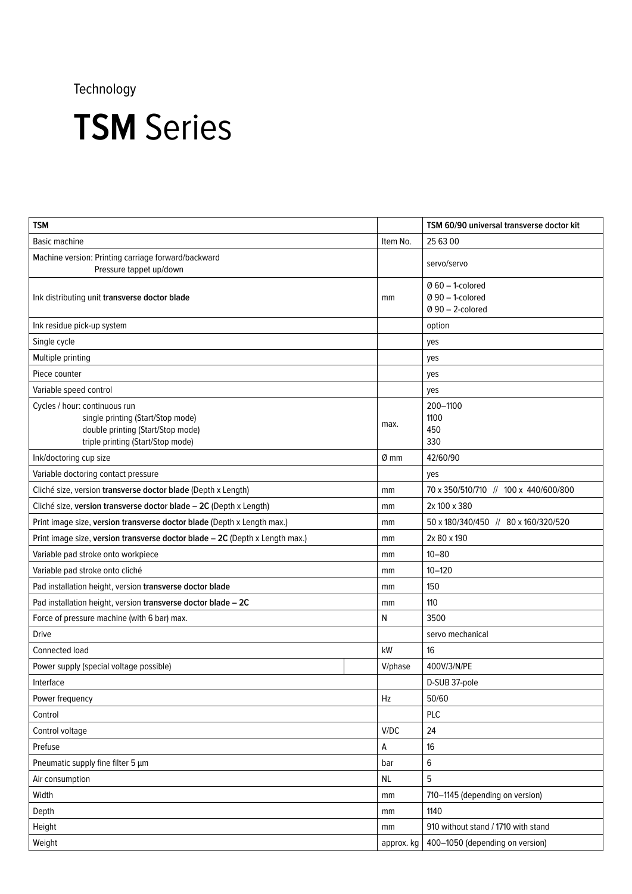Technology

# **TSM** Series

| TSM | | TSM 60/90 universal transverse doctor kit |
|---|---|---|
| Basic machine | Item No. | 25 63 00 |
| Machine version: Printing carriage forward/backward<br>Pressure tappet up/down | | servo/servo |
| Ink distributing unit **transverse doctor blade** | mm | Ø 60 – 1-colored<br>Ø 90 – 1-colored<br>Ø 90 – 2-colored |
| Ink residue pick-up system | | option |
| Single cycle | | yes |
| Multiple printing | | yes |
| Piece counter | | yes |
| Variable speed control | | yes |
| Cycles / hour: continuous run<br>single printing (Start/Stop mode)<br>double printing (Start/Stop mode)<br>triple printing (Start/Stop mode) | max. | 200–1100<br>1100<br>450<br>330 |
| Ink/doctoring cup size | Ø mm | 42/60/90 |
| Variable doctoring contact pressure | | yes |
| Cliché size, version **transverse doctor blade** (Depth x Length) | mm | 70 x 350/510/710 // 100 x 440/600/800 |
| Cliché size, **version transverse doctor blade – 2C** (Depth x Length) | mm | 2x 100 x 380 |
| Print image size, **version transverse doctor blade** (Depth x Length max.) | mm | 50 x 180/340/450 // 80 x 160/320/520 |
| Print image size, **version transverse doctor blade – 2C** (Depth x Length max.) | mm | 2x 80 x 190 |
| Variable pad stroke onto workpiece | mm | 10–80 |
| Variable pad stroke onto cliché | mm | 10–120 |
| Pad installation height, version **transverse doctor blade** | mm | 150 |
| Pad installation height, version **transverse doctor blade – 2C** | mm | 110 |
| Force of pressure machine (with 6 bar) max. | N | 3500 |
| Drive | | servo mechanical |
| Connected load | kW | 16 |
| Power supply (special voltage possible) | V/phase | 400V/3/N/PE |
| Interface | | D-SUB 37-pole |
| Power frequency | Hz | 50/60 |
| Control | | PLC |
| Control voltage | V/DC | 24 |
| Prefuse | A | 16 |
| Pneumatic supply fine filter 5 µm | bar | 6 |
| Air consumption | NL | 5 |
| Width | mm | 710–1145 (depending on version) |
| Depth | mm | 1140 |
| Height | mm | 910 without stand / 1710 with stand |
| Weight | approx. kg | 400–1050 (depending on version) |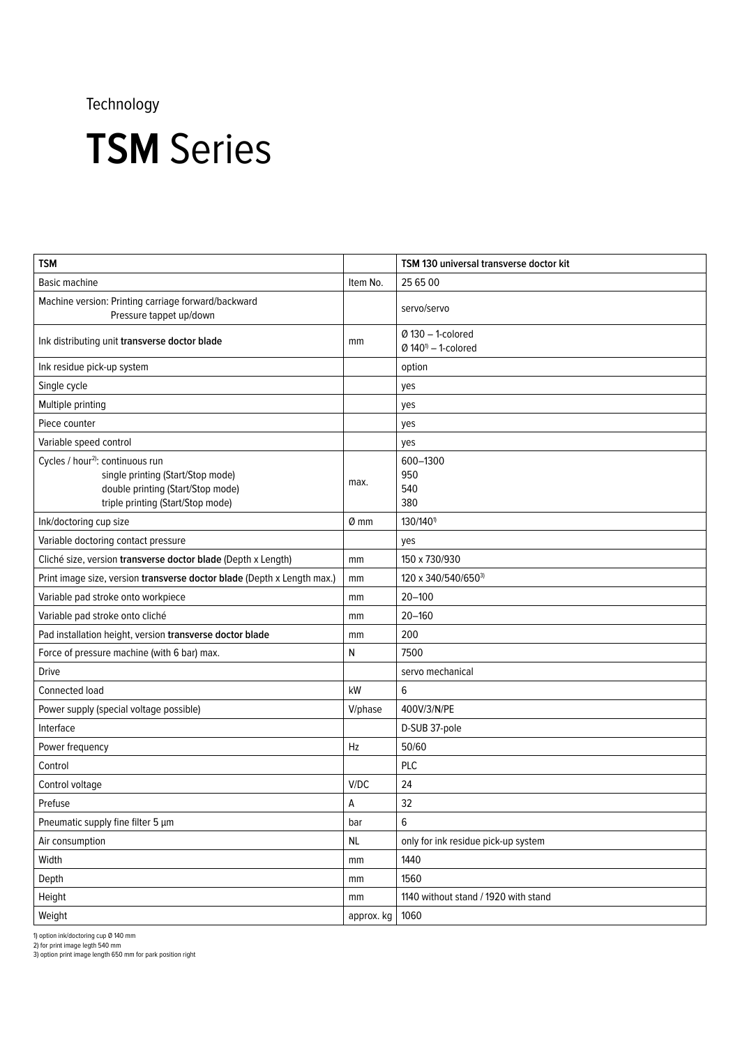Technology

# **TSM** Series

| TSM | | TSM 130 universal transverse doctor kit |
|---|---|---|
| Basic machine | Item No. | 25 65 00 |
| Machine version: Printing carriage forward/backward<br>Pressure tappet up/down | | servo/servo |
| Ink distributing unit **transverse doctor blade** | mm | Ø 130 – 1-colored<br>Ø 140[1] – 1-colored |
| Ink residue pick-up system | | option |
| Single cycle | | yes |
| Multiple printing | | yes |
| Piece counter | | yes |
| Variable speed control | | yes |
| Cycles / hour[2]: continuous run<br>single printing (Start/Stop mode)<br>double printing (Start/Stop mode)<br>triple printing (Start/Stop mode) | max. | 600–1300<br>950<br>540<br>380 |
| Ink/doctoring cup size | Ø mm | 130/140[1] |
| Variable doctoring contact pressure | | yes |
| Cliché size, version **transverse doctor blade** (Depth x Length) | mm | 150 x 730/930 |
| Print image size, version **transverse doctor blade** (Depth x Length max.) | mm | 120 x 340/540/650[3] |
| Variable pad stroke onto workpiece | mm | 20–100 |
| Variable pad stroke onto cliché | mm | 20–160 |
| Pad installation height, version **transverse doctor blade** | mm | 200 |
| Force of pressure machine (with 6 bar) max. | N | 7500 |
| Drive | | servo mechanical |
| Connected load | kW | 6 |
| Power supply (special voltage possible) | V/phase | 400V/3/N/PE |
| Interface | | D-SUB 37-pole |
| Power frequency | Hz | 50/60 |
| Control | | PLC |
| Control voltage | V/DC | 24 |
| Prefuse | A | 32 |
| Pneumatic supply fine filter 5 µm | bar | 6 |
| Air consumption | NL | only for ink residue pick-up system |
| Width | mm | 1440 |
| Depth | mm | 1560 |
| Height | mm | 1140 without stand / 1920 with stand |
| Weight | approx. kg | 1060 |

1) option ink/doctoring cup Ø 140 mm
2) for print image legth 540 mm
3) option print image length 650 mm for park position right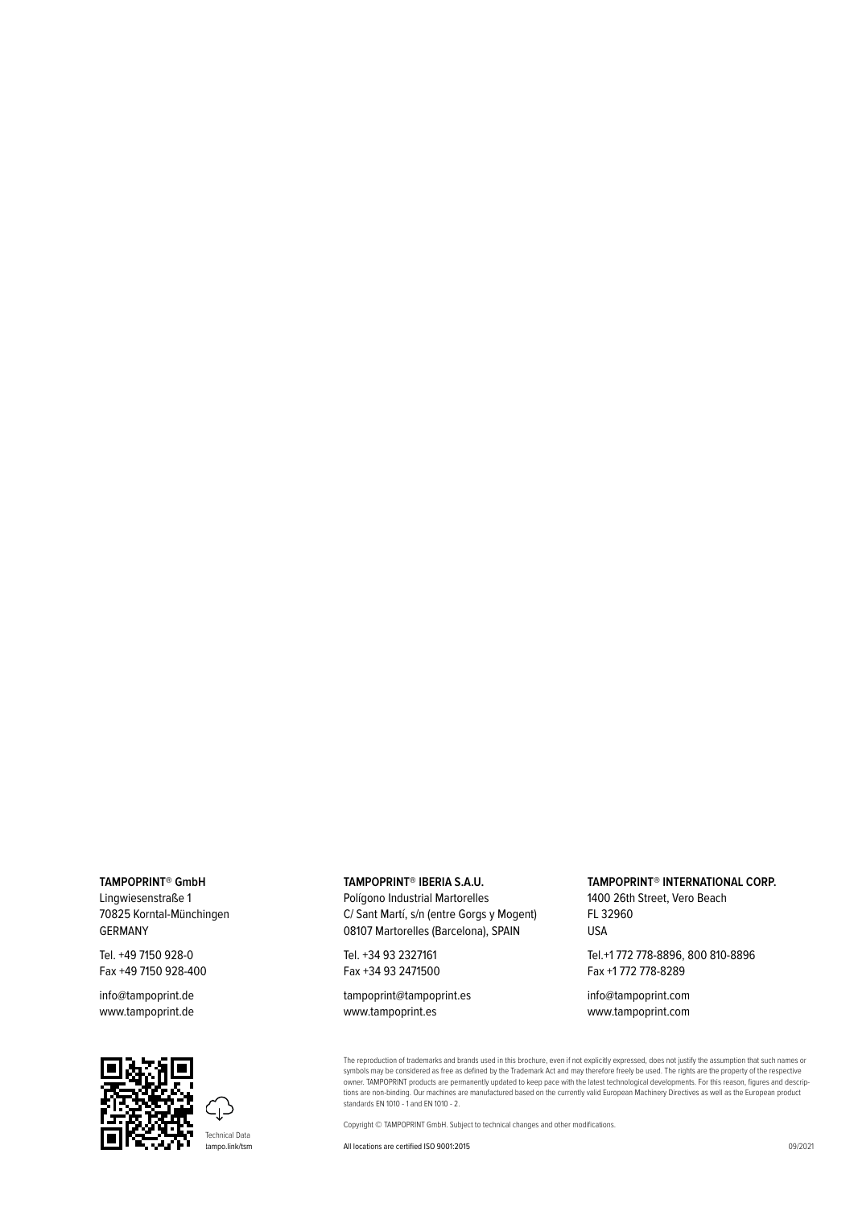**TAMPOPRINT® GmbH**
Lingwiesenstraße 1
70825 Korntal-Münchingen
GERMANY

Tel. +49 7150 928-0
Fax +49 7150 928-400

info@tampoprint.de
www.tampoprint.de

**TAMPOPRINT® IBERIA S.A.U.**
Polígono Industrial Martorelles
C/ Sant Martí, s/n (entre Gorgs y Mogent)
08107 Martorelles (Barcelona), SPAIN

Tel. +34 93 2327161
Fax +34 93 2471500

tampoprint@tampoprint.es
www.tampoprint.es

**TAMPOPRINT® INTERNATIONAL CORP.**
1400 26th Street, Vero Beach
FL 32960
USA

Tel.+1 772 778-8896, 800 810-8896
Fax +1 772 778-8289

info@tampoprint.com
www.tampoprint.com

Technical Data
tampo.link/tsm

The reproduction of trademarks and brands used in this brochure, even if not explicitly expressed, does not justify the assumption that such names or symbols may be considered as free as defined by the Trademark Act and may therefore freely be used. The rights are the property of the respective owner. TAMPOPRINT products are permanently updated to keep pace with the latest technological developments. For this reason, figures and descriptions are non-binding. Our machines are manufactured based on the currently valid European Machinery Directives as well as the European product standards EN 1010 - 1 and EN 1010 - 2.

Copyright © TAMPOPRINT GmbH. Subject to technical changes and other modifications.

All locations are certified ISO 9001:2015

09/2021